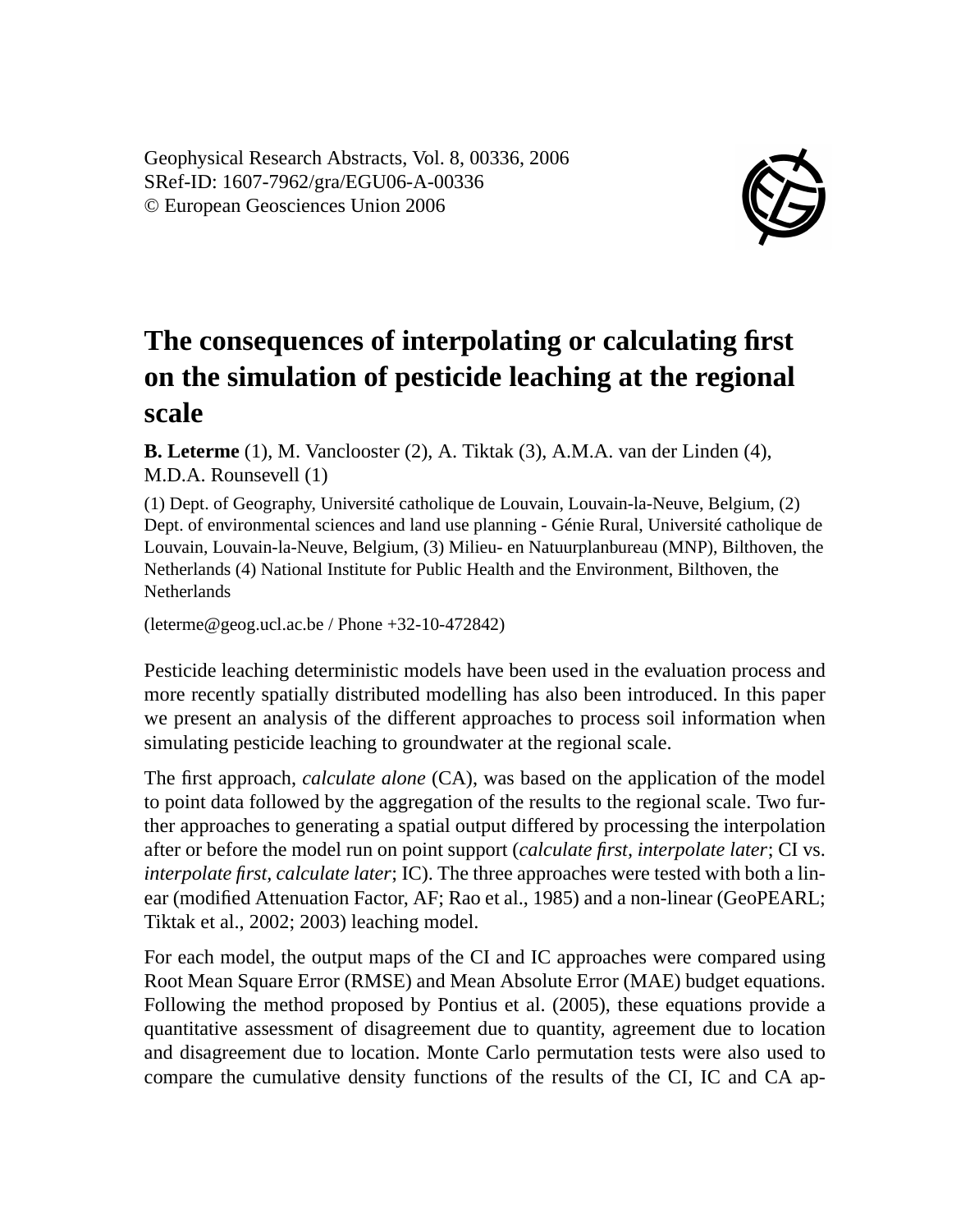# The consequences of interpolating or calculating first on the simulation of pesticide leaching at the regional scale

**B. Leterme** (1), M. Vanclooster (2), A. Tiktak (3), A.M.A. van der Linden (4), M.D.A. Rounsevell (1)

(1) Dept. of Geography, Université catholique de Louvain, Louvain-la-Neuve, Belgium, (2) Dept. of environmental sciences and land use planning - Génie Rural, Université catholique de Louvain, Louvain-la-Neuve, Belgium, (3) Milieu- en Natuurplanbureau (MNP), Bilthoven, the Netherlands (4) National Institute for Public Health and the Environment, Bilthoven, the Netherlands

(leterme@geog.ucl.ac.be / Phone +32-10-472842)

Pesticide leaching deterministic models have been used in the evaluation process and more recently spatially distributed modelling has also been introduced. In this paper we present an analysis of the different approaches to process soil information when simulating pesticide leaching to groundwater at the regional scale.

The first approach, *calculate alone* (CA), was based on the application of the model to point data followed by the aggregation of the results to the regional scale. Two further approaches to generating a spatial output differed by processing the interpolation after or before the model run on point support (*calculate first, interpolate later*; CI vs. *interpolate first, calculate later*; IC). The three approaches were tested with both a linear (modified Attenuation Factor, AF; Rao et al., 1985) and a non-linear (GeoPEARL; Tiktak et al., 2002; 2003) leaching model.

For each model, the output maps of the CI and IC approaches were compared using Root Mean Square Error (RMSE) and Mean Absolute Error (MAE) budget equations. Following the method proposed by Pontius et al. (2005), these equations provide a quantitative assessment of disagreement due to quantity, agreement due to location and disagreement due to location. Monte Carlo permutation tests were also used to compare the cumulative density functions of the results of the CI, IC and CA ap-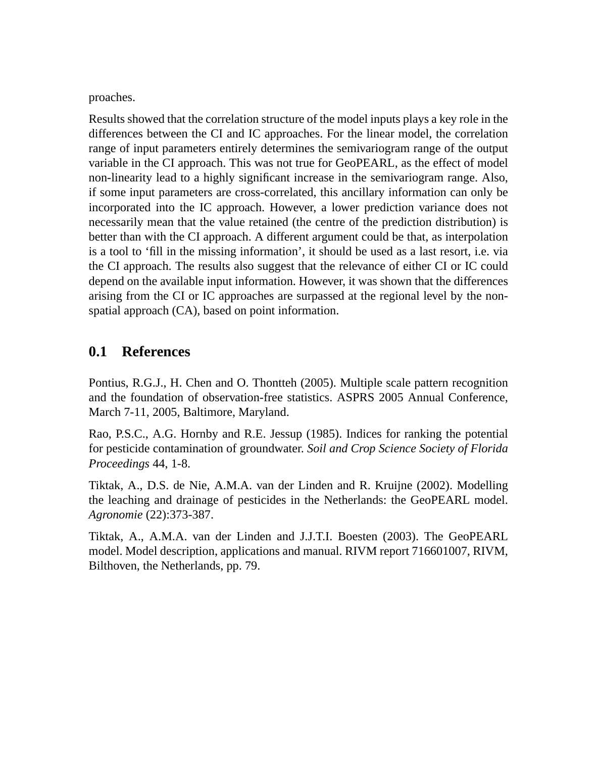proaches.

Results showed that the correlation structure of the model inputs plays a key role in the differences between the CI and IC approaches. For the linear model, the correlation range of input parameters entirely determines the semivariogram range of the output variable in the CI approach. This was not true for GeoPEARL, as the effect of model non-linearity lead to a highly significant increase in the semivariogram range. Also, if some input parameters are cross-correlated, this ancillary information can only be incorporated into the IC approach. However, a lower prediction variance does not necessarily mean that the value retained (the centre of the prediction distribution) is better than with the CI approach. A different argument could be that, as interpolation is a tool to 'fill in the missing information', it should be used as a last resort, i.e. via the CI approach. The results also suggest that the relevance of either CI or IC could depend on the available input information. However, it was shown that the differences arising from the CI or IC approaches are surpassed at the regional level by the non-spatial approach (CA), based on point information.

## 0.1 References

Pontius, R.G.J., H. Chen and O. Thontteh (2005). Multiple scale pattern recognition and the foundation of observation-free statistics. ASPRS 2005 Annual Conference, March 7-11, 2005, Baltimore, Maryland.

Rao, P.S.C., A.G. Hornby and R.E. Jessup (1985). Indices for ranking the potential for pesticide contamination of groundwater. *Soil and Crop Science Society of Florida Proceedings* 44, 1-8.

Tiktak, A., D.S. de Nie, A.M.A. van der Linden and R. Kruijne (2002). Modelling the leaching and drainage of pesticides in the Netherlands: the GeoPEARL model. *Agronomie* (22):373-387.

Tiktak, A., A.M.A. van der Linden and J.J.T.I. Boesten (2003). The GeoPEARL model. Model description, applications and manual. RIVM report 716601007, RIVM, Bilthoven, the Netherlands, pp. 79.